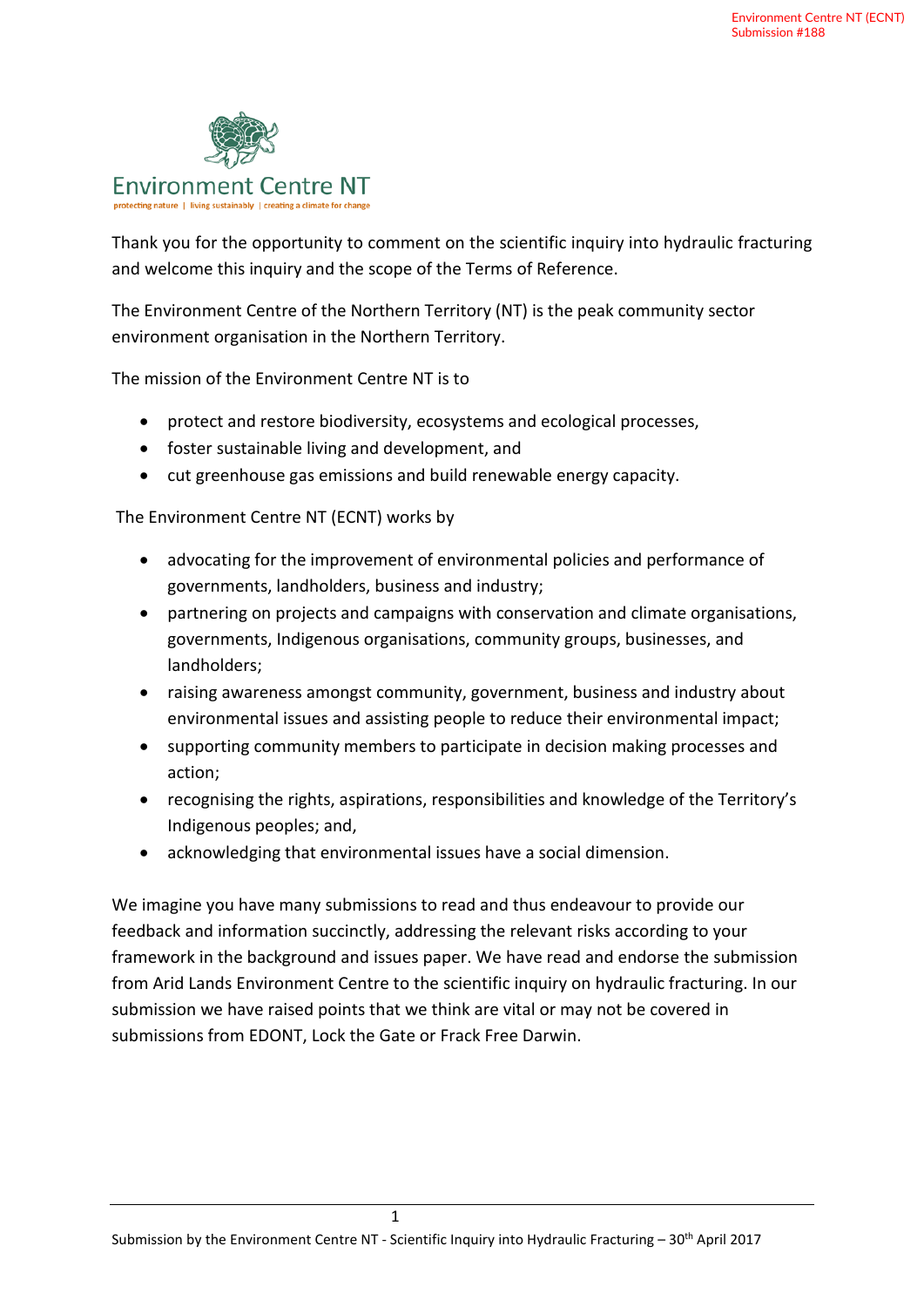Environment Centre NT (ECNT)
Submission #188

Environment Centre NT

protecting nature | living sustainably | creating a climate for change

Thank you for the opportunity to comment on the scientific inquiry into hydraulic fracturing and welcome this inquiry and the scope of the Terms of Reference.

The Environment Centre of the Northern Territory (NT) is the peak community sector environment organisation in the Northern Territory.

The mission of the Environment Centre NT is to

- protect and restore biodiversity, ecosystems and ecological processes,
- foster sustainable living and development, and
- cut greenhouse gas emissions and build renewable energy capacity.

The Environment Centre NT (ECNT) works by

- advocating for the improvement of environmental policies and performance of governments, landholders, business and industry;
- partnering on projects and campaigns with conservation and climate organisations, governments, Indigenous organisations, community groups, businesses, and landholders;
- raising awareness amongst community, government, business and industry about environmental issues and assisting people to reduce their environmental impact;
- supporting community members to participate in decision making processes and action;
- recognising the rights, aspirations, responsibilities and knowledge of the Territory's Indigenous peoples; and,
- acknowledging that environmental issues have a social dimension.

We imagine you have many submissions to read and thus endeavour to provide our feedback and information succinctly, addressing the relevant risks according to your framework in the background and issues paper. We have read and endorse the submission from Arid Lands Environment Centre to the scientific inquiry on hydraulic fracturing. In our submission we have raised points that we think are vital or may not be covered in submissions from EDONT, Lock the Gate or Frack Free Darwin.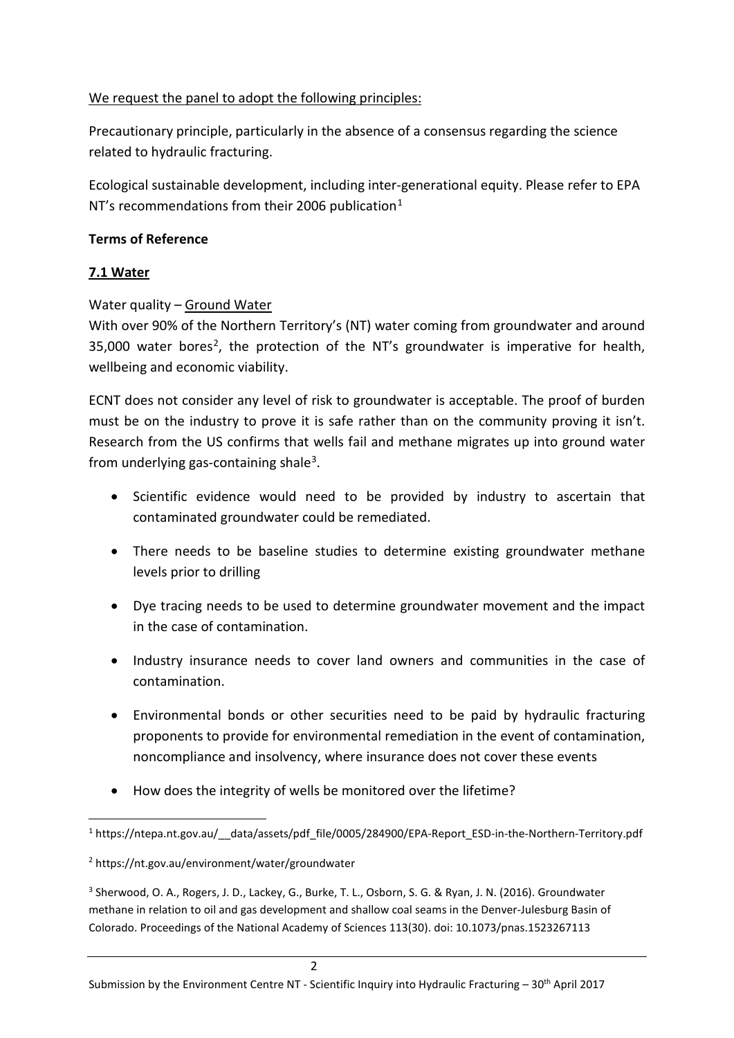We request the panel to adopt the following principles:

Precautionary principle, particularly in the absence of a consensus regarding the science related to hydraulic fracturing.

Ecological sustainable development, including inter-generational equity. Please refer to EPA NT's recommendations from their 2006 publication[1]

**Terms of Reference**

## 7.1 Water

Water quality – Ground Water

With over 90% of the Northern Territory's (NT) water coming from groundwater and around 35,000 water bores[2], the protection of the NT's groundwater is imperative for health, wellbeing and economic viability.

ECNT does not consider any level of risk to groundwater is acceptable. The proof of burden must be on the industry to prove it is safe rather than on the community proving it isn't. Research from the US confirms that wells fail and methane migrates up into ground water from underlying gas-containing shale[3].

- Scientific evidence would need to be provided by industry to ascertain that contaminated groundwater could be remediated.
- There needs to be baseline studies to determine existing groundwater methane levels prior to drilling
- Dye tracing needs to be used to determine groundwater movement and the impact in the case of contamination.
- Industry insurance needs to cover land owners and communities in the case of contamination.
- Environmental bonds or other securities need to be paid by hydraulic fracturing proponents to provide for environmental remediation in the event of contamination, noncompliance and insolvency, where insurance does not cover these events
- How does the integrity of wells be monitored over the lifetime?

---

[1] https://ntepa.nt.gov.au/__data/assets/pdf_file/0005/284900/EPA-Report_ESD-in-the-Northern-Territory.pdf

[2] https://nt.gov.au/environment/water/groundwater

[3] Sherwood, O. A., Rogers, J. D., Lackey, G., Burke, T. L., Osborn, S. G. & Ryan, J. N. (2016). Groundwater methane in relation to oil and gas development and shallow coal seams in the Denver-Julesburg Basin of Colorado. Proceedings of the National Academy of Sciences 113(30). doi: 10.1073/pnas.1523267113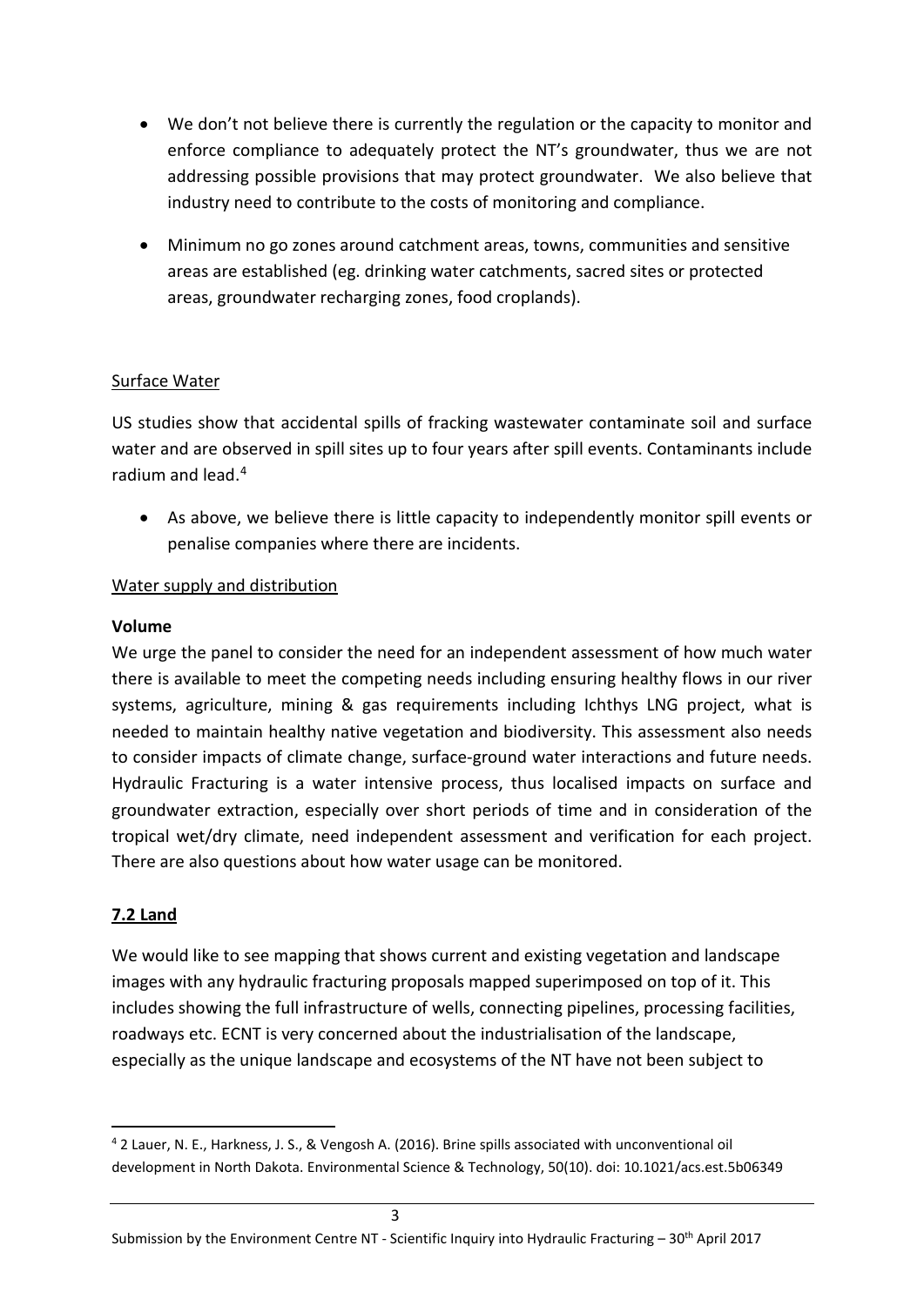- We don't not believe there is currently the regulation or the capacity to monitor and enforce compliance to adequately protect the NT's groundwater, thus we are not addressing possible provisions that may protect groundwater. We also believe that industry need to contribute to the costs of monitoring and compliance.
- Minimum no go zones around catchment areas, towns, communities and sensitive areas are established (eg. drinking water catchments, sacred sites or protected areas, groundwater recharging zones, food croplands).

Surface Water

US studies show that accidental spills of fracking wastewater contaminate soil and surface water and are observed in spill sites up to four years after spill events. Contaminants include radium and lead.[4]

- As above, we believe there is little capacity to independently monitor spill events or penalise companies where there are incidents.

Water supply and distribution

**Volume**

We urge the panel to consider the need for an independent assessment of how much water there is available to meet the competing needs including ensuring healthy flows in our river systems, agriculture, mining & gas requirements including Ichthys LNG project, what is needed to maintain healthy native vegetation and biodiversity. This assessment also needs to consider impacts of climate change, surface-ground water interactions and future needs. Hydraulic Fracturing is a water intensive process, thus localised impacts on surface and groundwater extraction, especially over short periods of time and in consideration of the tropical wet/dry climate, need independent assessment and verification for each project. There are also questions about how water usage can be monitored.

## 7.2 Land

We would like to see mapping that shows current and existing vegetation and landscape images with any hydraulic fracturing proposals mapped superimposed on top of it. This includes showing the full infrastructure of wells, connecting pipelines, processing facilities, roadways etc. ECNT is very concerned about the industrialisation of the landscape, especially as the unique landscape and ecosystems of the NT have not been subject to

[4] 2 Lauer, N. E., Harkness, J. S., & Vengosh A. (2016). Brine spills associated with unconventional oil development in North Dakota. Environmental Science & Technology, 50(10). doi: 10.1021/acs.est.5b06349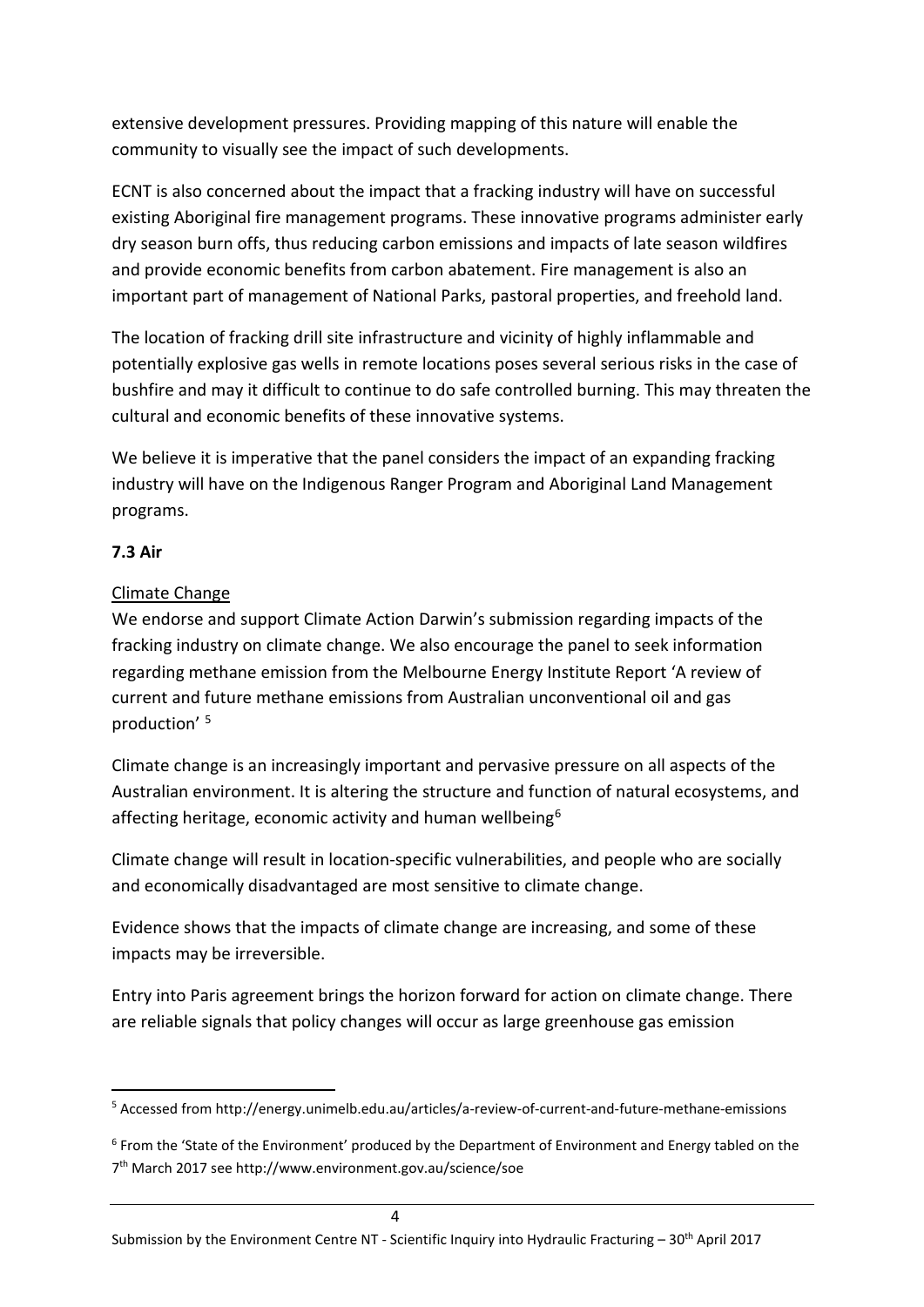extensive development pressures. Providing mapping of this nature will enable the community to visually see the impact of such developments.

ECNT is also concerned about the impact that a fracking industry will have on successful existing Aboriginal fire management programs. These innovative programs administer early dry season burn offs, thus reducing carbon emissions and impacts of late season wildfires and provide economic benefits from carbon abatement. Fire management is also an important part of management of National Parks, pastoral properties, and freehold land.

The location of fracking drill site infrastructure and vicinity of highly inflammable and potentially explosive gas wells in remote locations poses several serious risks in the case of bushfire and may it difficult to continue to do safe controlled burning. This may threaten the cultural and economic benefits of these innovative systems.

We believe it is imperative that the panel considers the impact of an expanding fracking industry will have on the Indigenous Ranger Program and Aboriginal Land Management programs.

**7.3 Air**

<u>Climate Change</u>

We endorse and support Climate Action Darwin's submission regarding impacts of the fracking industry on climate change. We also encourage the panel to seek information regarding methane emission from the Melbourne Energy Institute Report 'A review of current and future methane emissions from Australian unconventional oil and gas production' [5]

Climate change is an increasingly important and pervasive pressure on all aspects of the Australian environment. It is altering the structure and function of natural ecosystems, and affecting heritage, economic activity and human wellbeing[6]

Climate change will result in location-specific vulnerabilities, and people who are socially and economically disadvantaged are most sensitive to climate change.

Evidence shows that the impacts of climate change are increasing, and some of these impacts may be irreversible.

Entry into Paris agreement brings the horizon forward for action on climate change. There are reliable signals that policy changes will occur as large greenhouse gas emission

---

[5] Accessed from http://energy.unimelb.edu.au/articles/a-review-of-current-and-future-methane-emissions

[6] From the 'State of the Environment' produced by the Department of Environment and Energy tabled on the 7th March 2017 see http://www.environment.gov.au/science/soe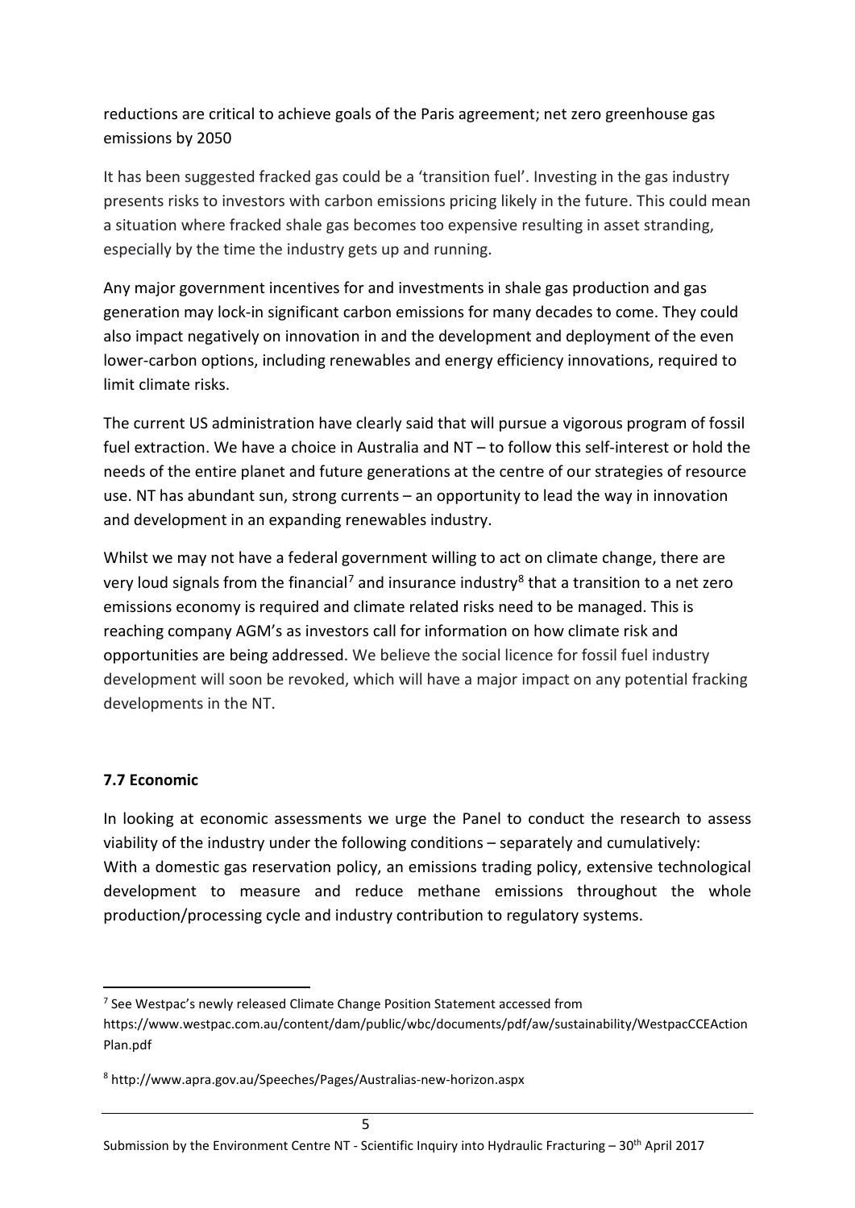reductions are critical to achieve goals of the Paris agreement; net zero greenhouse gas emissions by 2050

It has been suggested fracked gas could be a 'transition fuel'. Investing in the gas industry presents risks to investors with carbon emissions pricing likely in the future. This could mean a situation where fracked shale gas becomes too expensive resulting in asset stranding, especially by the time the industry gets up and running.

Any major government incentives for and investments in shale gas production and gas generation may lock-in significant carbon emissions for many decades to come. They could also impact negatively on innovation in and the development and deployment of the even lower-carbon options, including renewables and energy efficiency innovations, required to limit climate risks.

The current US administration have clearly said that will pursue a vigorous program of fossil fuel extraction. We have a choice in Australia and NT – to follow this self-interest or hold the needs of the entire planet and future generations at the centre of our strategies of resource use. NT has abundant sun, strong currents – an opportunity to lead the way in innovation and development in an expanding renewables industry.

Whilst we may not have a federal government willing to act on climate change, there are very loud signals from the financial[7] and insurance industry[8] that a transition to a net zero emissions economy is required and climate related risks need to be managed. This is reaching company AGM's as investors call for information on how climate risk and opportunities are being addressed. We believe the social licence for fossil fuel industry development will soon be revoked, which will have a major impact on any potential fracking developments in the NT.

**7.7 Economic**

In looking at economic assessments we urge the Panel to conduct the research to assess viability of the industry under the following conditions – separately and cumulatively: With a domestic gas reservation policy, an emissions trading policy, extensive technological development to measure and reduce methane emissions throughout the whole production/processing cycle and industry contribution to regulatory systems.

---

[7] See Westpac's newly released Climate Change Position Statement accessed from https://www.westpac.com.au/content/dam/public/wbc/documents/pdf/aw/sustainability/WestpacCCEActionPlan.pdf

[8] http://www.apra.gov.au/Speeches/Pages/Australias-new-horizon.aspx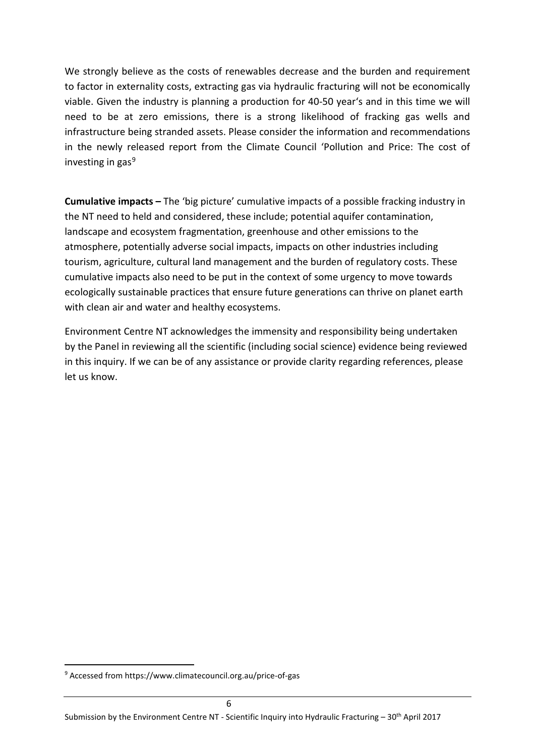We strongly believe as the costs of renewables decrease and the burden and requirement to factor in externality costs, extracting gas via hydraulic fracturing will not be economically viable. Given the industry is planning a production for 40-50 year's and in this time we will need to be at zero emissions, there is a strong likelihood of fracking gas wells and infrastructure being stranded assets. Please consider the information and recommendations in the newly released report from the Climate Council 'Pollution and Price: The cost of investing in gas[9]

**Cumulative impacts –** The 'big picture' cumulative impacts of a possible fracking industry in the NT need to held and considered, these include; potential aquifer contamination, landscape and ecosystem fragmentation, greenhouse and other emissions to the atmosphere, potentially adverse social impacts, impacts on other industries including tourism, agriculture, cultural land management and the burden of regulatory costs. These cumulative impacts also need to be put in the context of some urgency to move towards ecologically sustainable practices that ensure future generations can thrive on planet earth with clean air and water and healthy ecosystems.

Environment Centre NT acknowledges the immensity and responsibility being undertaken by the Panel in reviewing all the scientific (including social science) evidence being reviewed in this inquiry. If we can be of any assistance or provide clarity regarding references, please let us know.

[9] Accessed from https://www.climatecouncil.org.au/price-of-gas